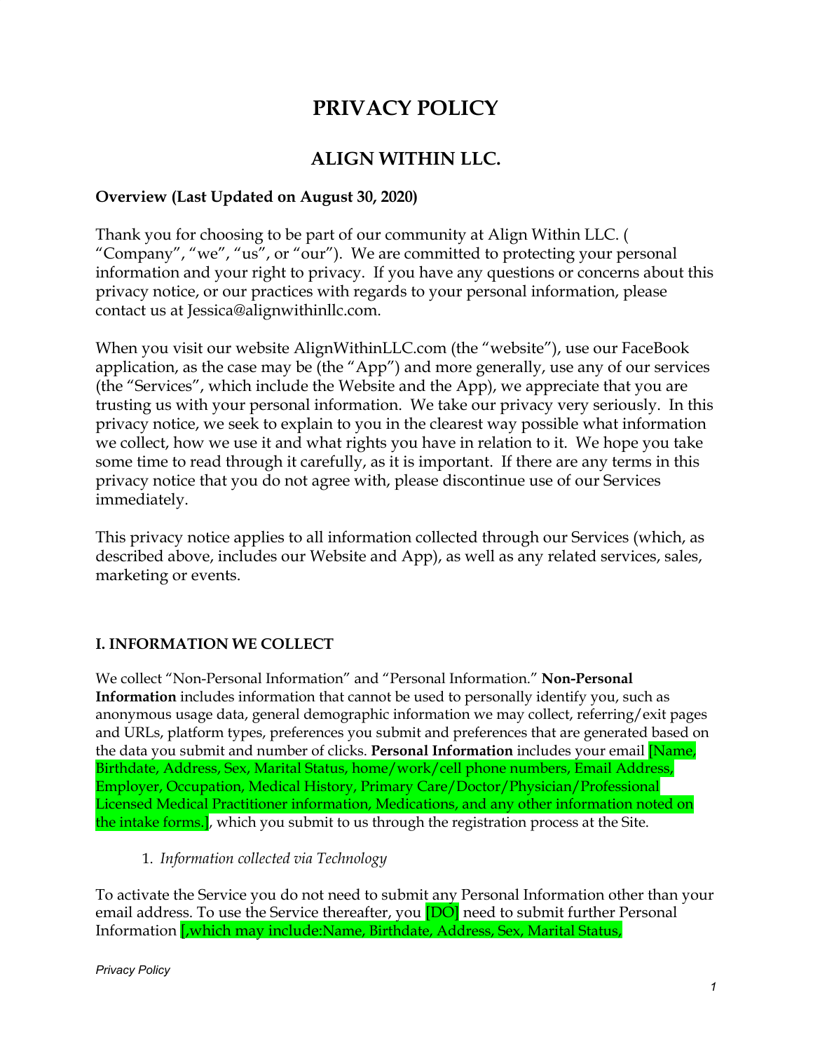# PRIVACY POLICY

## ALIGN WITHIN LLC.

**Overview (Last Updated on August 30, 2020)**

Thank you for choosing to be part of our community at Align Within LLC. ( "Company", "we", "us", or "our"). We are committed to protecting your personal information and your right to privacy. If you have any questions or concerns about this privacy notice, or our practices with regards to your personal information, please contact us at Jessica@alignwithinllc.com.

When you visit our website AlignWithinLLC.com (the "website"), use our FaceBook application, as the case may be (the "App") and more generally, use any of our services (the "Services", which include the Website and the App), we appreciate that you are trusting us with your personal information. We take our privacy very seriously. In this privacy notice, we seek to explain to you in the clearest way possible what information we collect, how we use it and what rights you have in relation to it. We hope you take some time to read through it carefully, as it is important. If there are any terms in this privacy notice that you do not agree with, please discontinue use of our Services immediately.

This privacy notice applies to all information collected through our Services (which, as described above, includes our Website and App), as well as any related services, sales, marketing or events.

**I. INFORMATION WE COLLECT**

We collect "Non-Personal Information" and "Personal Information." **Non-Personal Information** includes information that cannot be used to personally identify you, such as anonymous usage data, general demographic information we may collect, referring/exit pages and URLs, platform types, preferences you submit and preferences that are generated based on the data you submit and number of clicks. **Personal Information** includes your email [Name, Birthdate, Address, Sex, Marital Status, home/work/cell phone numbers, Email Address, Employer, Occupation, Medical History, Primary Care/Doctor/Physician/Professional Licensed Medical Practitioner information, Medications, and any other information noted on the intake forms.], which you submit to us through the registration process at the Site.

1. *Information collected via Technology*

To activate the Service you do not need to submit any Personal Information other than your email address. To use the Service thereafter, you [DO] need to submit further Personal Information [,which may include:Name, Birthdate, Address, Sex, Marital Status,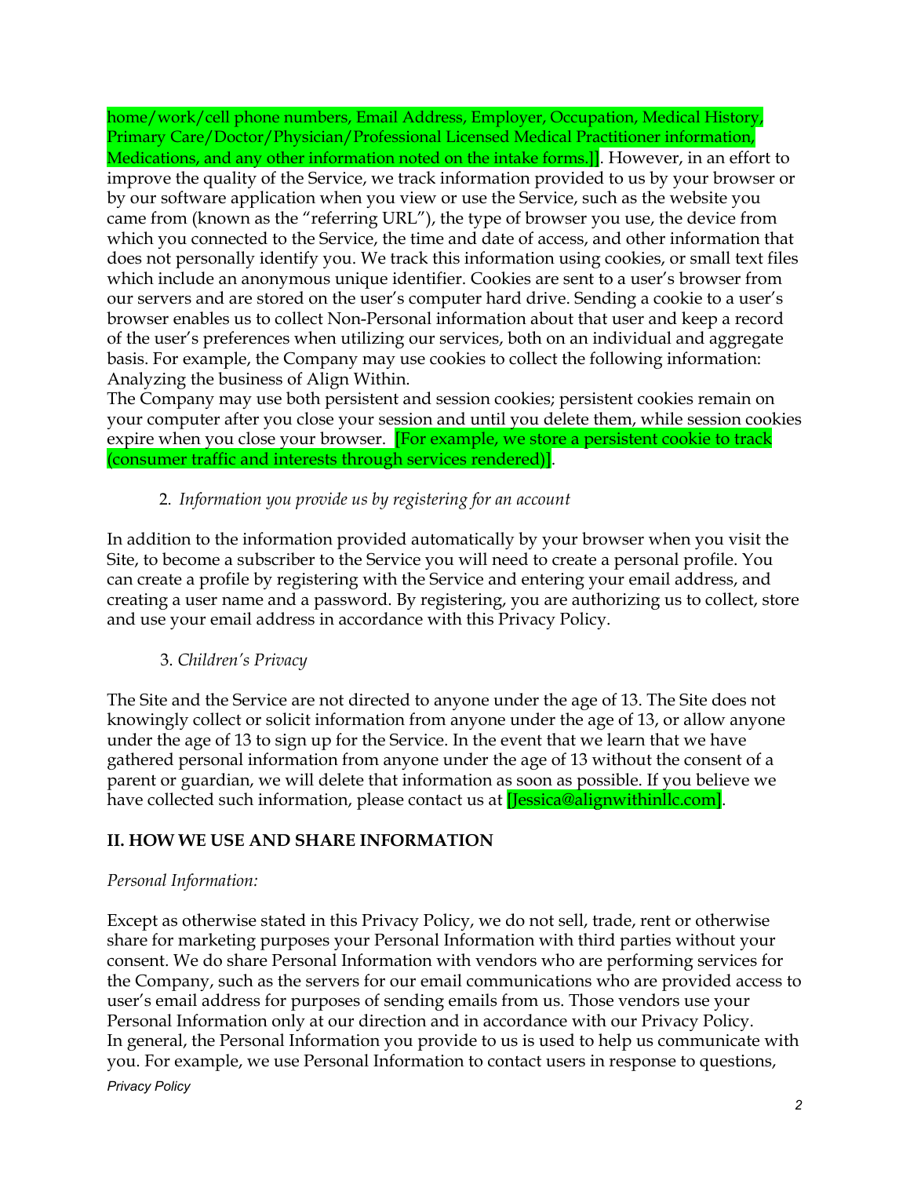home/work/cell phone numbers, Email Address, Employer, Occupation, Medical History, Primary Care/Doctor/Physician/Professional Licensed Medical Practitioner information, Medications, and any other information noted on the intake forms.]]. However, in an effort to improve the quality of the Service, we track information provided to us by your browser or by our software application when you view or use the Service, such as the website you came from (known as the "referring URL"), the type of browser you use, the device from which you connected to the Service, the time and date of access, and other information that does not personally identify you. We track this information using cookies, or small text files which include an anonymous unique identifier. Cookies are sent to a user's browser from our servers and are stored on the user's computer hard drive. Sending a cookie to a user's browser enables us to collect Non-Personal information about that user and keep a record of the user's preferences when utilizing our services, both on an individual and aggregate basis. For example, the Company may use cookies to collect the following information: Analyzing the business of Align Within.
The Company may use both persistent and session cookies; persistent cookies remain on your computer after you close your session and until you delete them, while session cookies expire when you close your browser. [For example, we store a persistent cookie to track (consumer traffic and interests through services rendered)].

2. *Information you provide us by registering for an account*

In addition to the information provided automatically by your browser when you visit the Site, to become a subscriber to the Service you will need to create a personal profile. You can create a profile by registering with the Service and entering your email address, and creating a user name and a password. By registering, you are authorizing us to collect, store and use your email address in accordance with this Privacy Policy.

3. *Children's Privacy*

The Site and the Service are not directed to anyone under the age of 13. The Site does not knowingly collect or solicit information from anyone under the age of 13, or allow anyone under the age of 13 to sign up for the Service. In the event that we learn that we have gathered personal information from anyone under the age of 13 without the consent of a parent or guardian, we will delete that information as soon as possible. If you believe we have collected such information, please contact us at [Jessica@alignwithinllc.com].

## II. HOW WE USE AND SHARE INFORMATION

*Personal Information:*

Except as otherwise stated in this Privacy Policy, we do not sell, trade, rent or otherwise share for marketing purposes your Personal Information with third parties without your consent. We do share Personal Information with vendors who are performing services for the Company, such as the servers for our email communications who are provided access to user's email address for purposes of sending emails from us. Those vendors use your Personal Information only at our direction and in accordance with our Privacy Policy.
In general, the Personal Information you provide to us is used to help us communicate with you. For example, we use Personal Information to contact users in response to questions,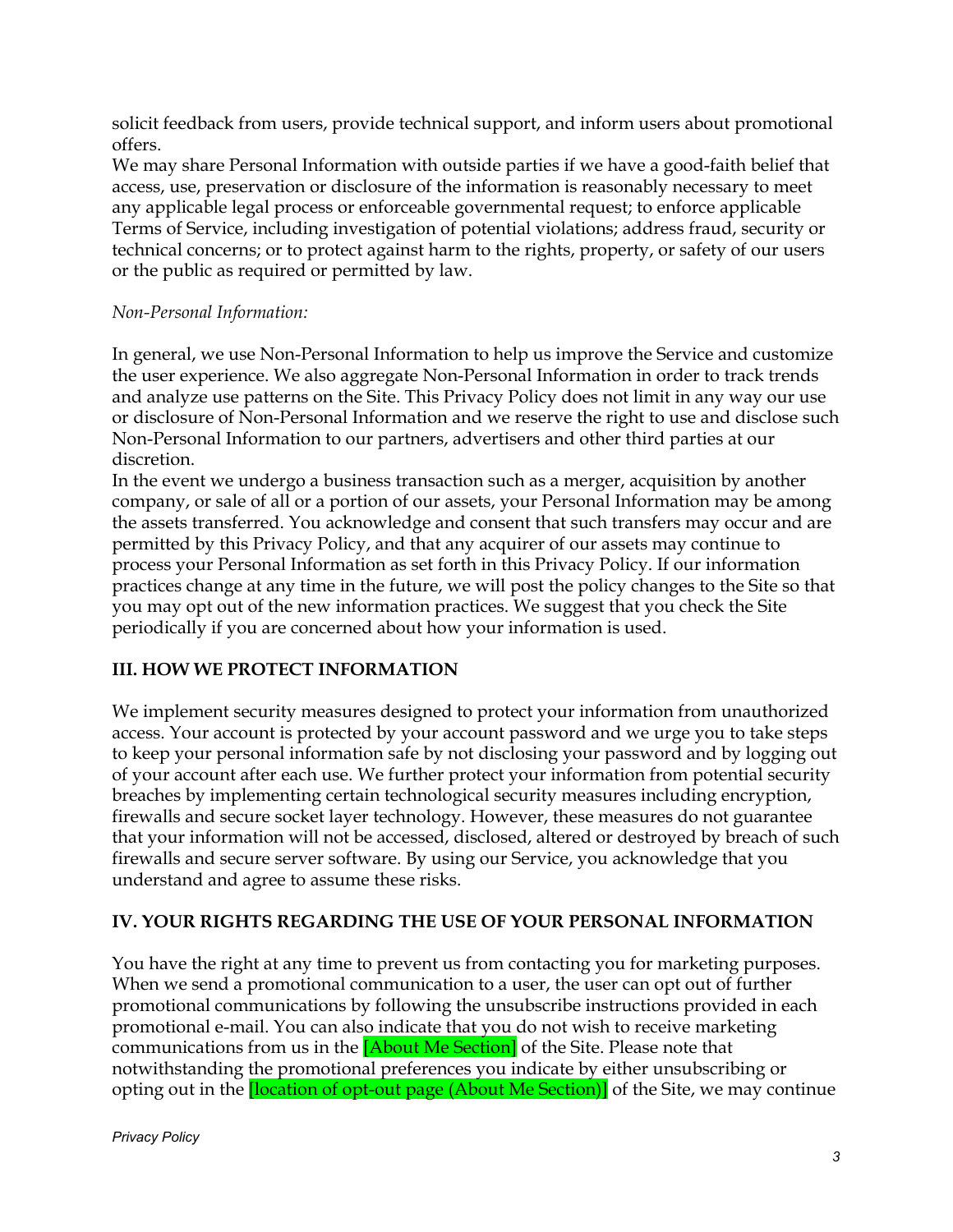solicit feedback from users, provide technical support, and inform users about promotional offers.

We may share Personal Information with outside parties if we have a good-faith belief that access, use, preservation or disclosure of the information is reasonably necessary to meet any applicable legal process or enforceable governmental request; to enforce applicable Terms of Service, including investigation of potential violations; address fraud, security or technical concerns; or to protect against harm to the rights, property, or safety of our users or the public as required or permitted by law.

*Non-Personal Information:*

In general, we use Non-Personal Information to help us improve the Service and customize the user experience. We also aggregate Non-Personal Information in order to track trends and analyze use patterns on the Site. This Privacy Policy does not limit in any way our use or disclosure of Non-Personal Information and we reserve the right to use and disclose such Non-Personal Information to our partners, advertisers and other third parties at our discretion.

In the event we undergo a business transaction such as a merger, acquisition by another company, or sale of all or a portion of our assets, your Personal Information may be among the assets transferred. You acknowledge and consent that such transfers may occur and are permitted by this Privacy Policy, and that any acquirer of our assets may continue to process your Personal Information as set forth in this Privacy Policy. If our information practices change at any time in the future, we will post the policy changes to the Site so that you may opt out of the new information practices. We suggest that you check the Site periodically if you are concerned about how your information is used.

## III. HOW WE PROTECT INFORMATION

We implement security measures designed to protect your information from unauthorized access. Your account is protected by your account password and we urge you to take steps to keep your personal information safe by not disclosing your password and by logging out of your account after each use. We further protect your information from potential security breaches by implementing certain technological security measures including encryption, firewalls and secure socket layer technology. However, these measures do not guarantee that your information will not be accessed, disclosed, altered or destroyed by breach of such firewalls and secure server software. By using our Service, you acknowledge that you understand and agree to assume these risks.

## IV. YOUR RIGHTS REGARDING THE USE OF YOUR PERSONAL INFORMATION

You have the right at any time to prevent us from contacting you for marketing purposes. When we send a promotional communication to a user, the user can opt out of further promotional communications by following the unsubscribe instructions provided in each promotional e-mail. You can also indicate that you do not wish to receive marketing communications from us in the [About Me Section] of the Site. Please note that notwithstanding the promotional preferences you indicate by either unsubscribing or opting out in the [location of opt-out page (About Me Section)] of the Site, we may continue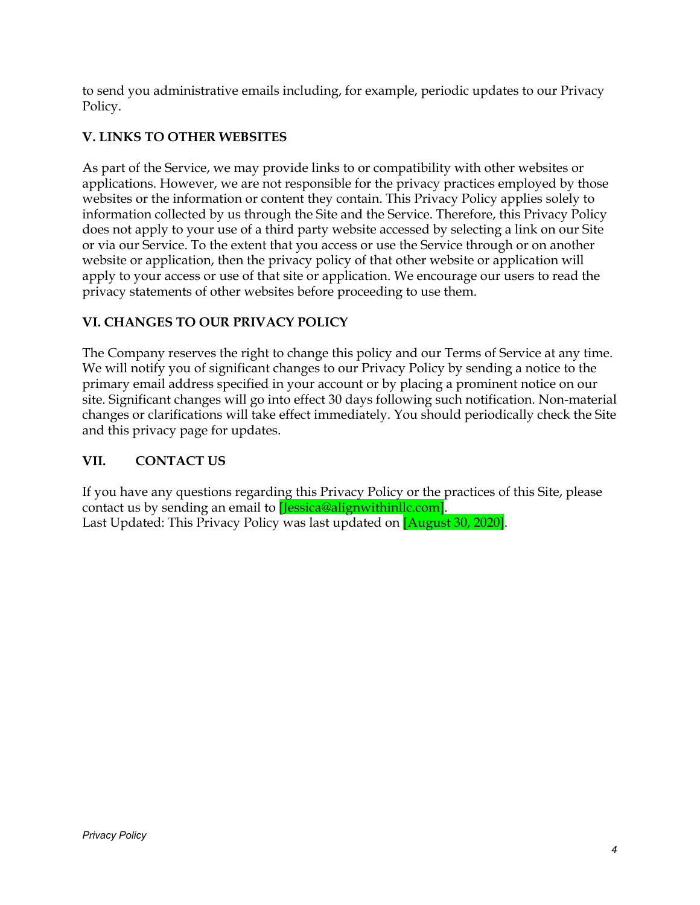to send you administrative emails including, for example, periodic updates to our Privacy Policy.

## V. LINKS TO OTHER WEBSITES

As part of the Service, we may provide links to or compatibility with other websites or applications. However, we are not responsible for the privacy practices employed by those websites or the information or content they contain. This Privacy Policy applies solely to information collected by us through the Site and the Service. Therefore, this Privacy Policy does not apply to your use of a third party website accessed by selecting a link on our Site or via our Service. To the extent that you access or use the Service through or on another website or application, then the privacy policy of that other website or application will apply to your access or use of that site or application. We encourage our users to read the privacy statements of other websites before proceeding to use them.

## VI. CHANGES TO OUR PRIVACY POLICY

The Company reserves the right to change this policy and our Terms of Service at any time. We will notify you of significant changes to our Privacy Policy by sending a notice to the primary email address specified in your account or by placing a prominent notice on our site. Significant changes will go into effect 30 days following such notification. Non-material changes or clarifications will take effect immediately. You should periodically check the Site and this privacy page for updates.

## VII. CONTACT US

If you have any questions regarding this Privacy Policy or the practices of this Site, please contact us by sending an email to [Jessica@alignwithinllc.com].
Last Updated: This Privacy Policy was last updated on [August 30, 2020].